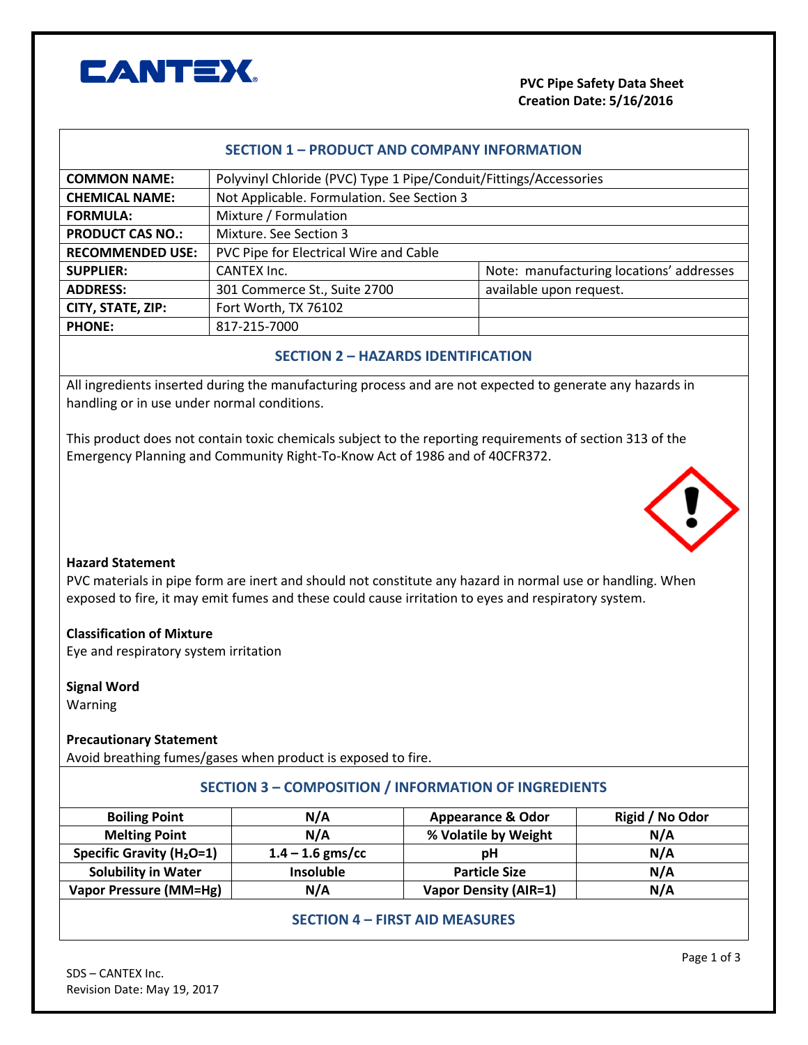CANTEX

**PVC Pipe Safety Data Sheet**
**Creation Date: 5/16/2016**

## SECTION 1 – PRODUCT AND COMPANY INFORMATION

| | | |
|---|---|---|
| **COMMON NAME:** | Polyvinyl Chloride (PVC) Type 1 Pipe/Conduit/Fittings/Accessories | |
| **CHEMICAL NAME:** | Not Applicable. Formulation. See Section 3 | |
| **FORMULA:** | Mixture / Formulation | |
| **PRODUCT CAS NO.:** | Mixture. See Section 3 | |
| **RECOMMENDED USE:** | PVC Pipe for Electrical Wire and Cable | |
| **SUPPLIER:** | CANTEX Inc. | Note: manufacturing locations' addresses |
| **ADDRESS:** | 301 Commerce St., Suite 2700 | available upon request. |
| **CITY, STATE, ZIP:** | Fort Worth, TX 76102 | |
| **PHONE:** | 817-215-7000 | |

## SECTION 2 – HAZARDS IDENTIFICATION

All ingredients inserted during the manufacturing process and are not expected to generate any hazards in handling or in use under normal conditions.

This product does not contain toxic chemicals subject to the reporting requirements of section 313 of the Emergency Planning and Community Right-To-Know Act of 1986 and of 40CFR372.

**Hazard Statement**
PVC materials in pipe form are inert and should not constitute any hazard in normal use or handling. When exposed to fire, it may emit fumes and these could cause irritation to eyes and respiratory system.

**Classification of Mixture**
Eye and respiratory system irritation

**Signal Word**
Warning

**Precautionary Statement**
Avoid breathing fumes/gases when product is exposed to fire.

## SECTION 3 – COMPOSITION / INFORMATION OF INGREDIENTS

| | | | |
|---|---|---|---|
| **Boiling Point** | **N/A** | **Appearance & Odor** | **Rigid / No Odor** |
| **Melting Point** | **N/A** | **% Volatile by Weight** | **N/A** |
| **Specific Gravity ($H_2O$=1)** | **1.4 – 1.6 gms/cc** | **pH** | **N/A** |
| **Solubility in Water** | **Insoluble** | **Particle Size** | **N/A** |
| **Vapor Pressure (MM=Hg)** | **N/A** | **Vapor Density (AIR=1)** | **N/A** |

## SECTION 4 – FIRST AID MEASURES

SDS – CANTEX Inc.
Revision Date: May 19, 2017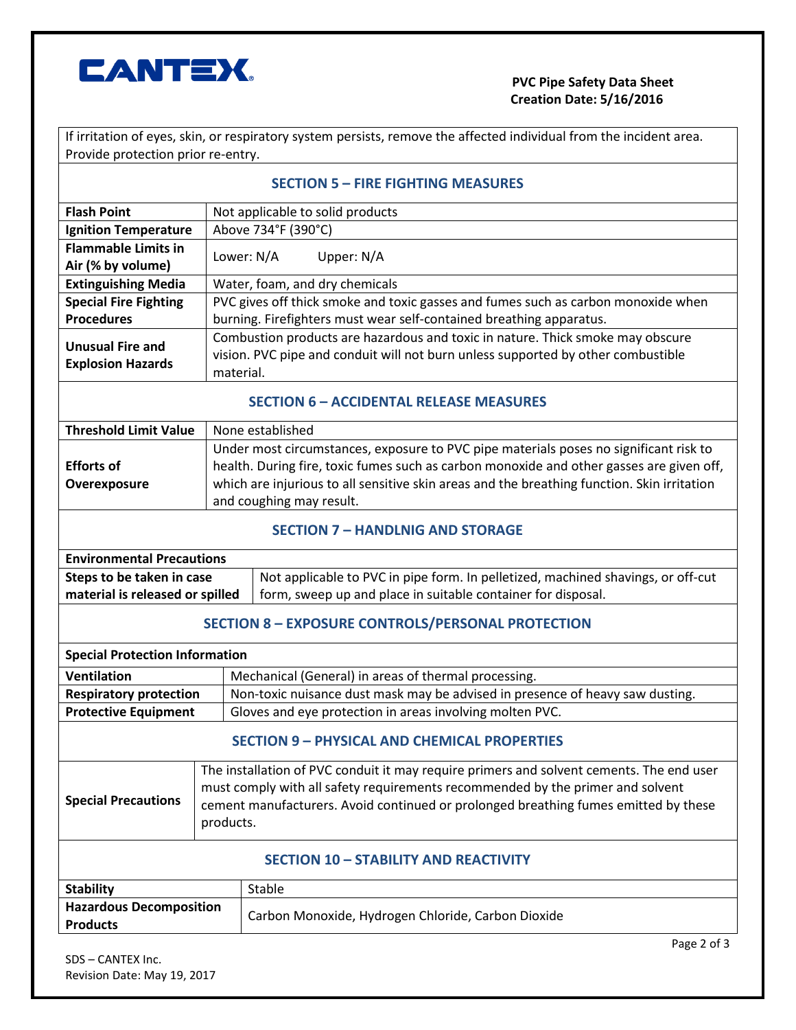If irritation of eyes, skin, or respiratory system persists, remove the affected individual from the incident area. Provide protection prior re-entry.

## SECTION 5 – FIRE FIGHTING MEASURES

| | |
|---|---|
| **Flash Point** | Not applicable to solid products |
| **Ignition Temperature** | Above 734°F (390°C) |
| **Flammable Limits in Air (% by volume)** | Lower: N/A Upper: N/A |
| **Extinguishing Media** | Water, foam, and dry chemicals |
| **Special Fire Fighting Procedures** | PVC gives off thick smoke and toxic gasses and fumes such as carbon monoxide when burning. Firefighters must wear self-contained breathing apparatus. |
| **Unusual Fire and Explosion Hazards** | Combustion products are hazardous and toxic in nature. Thick smoke may obscure vision. PVC pipe and conduit will not burn unless supported by other combustible material. |

## SECTION 6 – ACCIDENTAL RELEASE MEASURES

| | |
|---|---|
| **Threshold Limit Value** | None established |
| **Efforts of Overexposure** | Under most circumstances, exposure to PVC pipe materials poses no significant risk to health. During fire, toxic fumes such as carbon monoxide and other gasses are given off, which are injurious to all sensitive skin areas and the breathing function. Skin irritation and coughing may result. |

## SECTION 7 – HANDLNIG AND STORAGE

| **Environmental Precautions** | |
|---|---|
| **Steps to be taken in case material is released or spilled** | Not applicable to PVC in pipe form. In pelletized, machined shavings, or off-cut form, sweep up and place in suitable container for disposal. |

## SECTION 8 – EXPOSURE CONTROLS/PERSONAL PROTECTION

| **Special Protection Information** | |
|---|---|
| **Ventilation** | Mechanical (General) in areas of thermal processing. |
| **Respiratory protection** | Non-toxic nuisance dust mask may be advised in presence of heavy saw dusting. |
| **Protective Equipment** | Gloves and eye protection in areas involving molten PVC. |

## SECTION 9 – PHYSICAL AND CHEMICAL PROPERTIES

| | |
|---|---|
| **Special Precautions** | The installation of PVC conduit it may require primers and solvent cements. The end user must comply with all safety requirements recommended by the primer and solvent cement manufacturers. Avoid continued or prolonged breathing fumes emitted by these products. |

## SECTION 10 – STABILITY AND REACTIVITY

| | |
|---|---|
| **Stability** | Stable |
| **Hazardous Decomposition Products** | Carbon Monoxide, Hydrogen Chloride, Carbon Dioxide |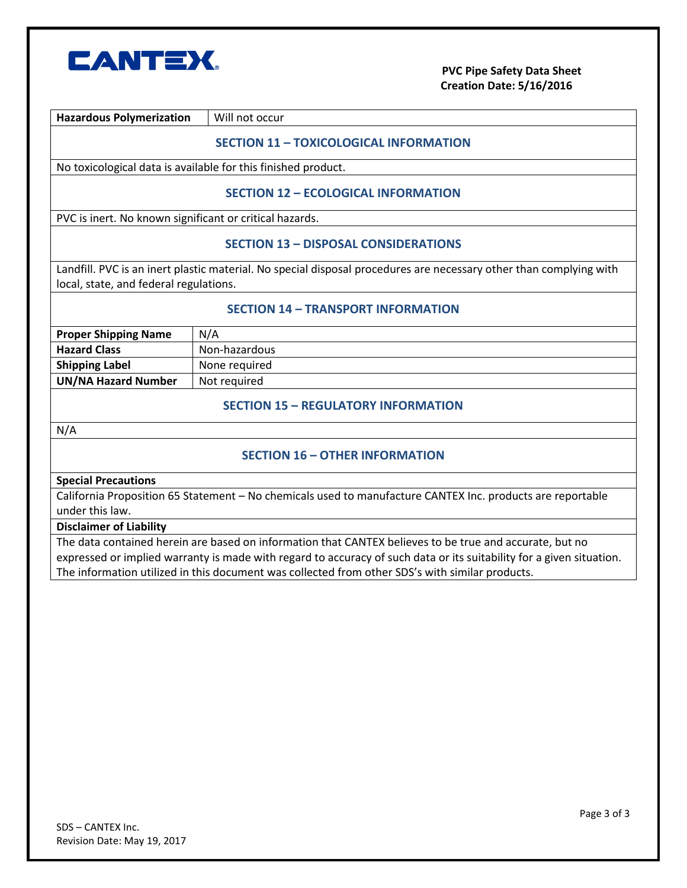| | |
|---|---|
| **Hazardous Polymerization** | Will not occur |

## SECTION 11 – TOXICOLOGICAL INFORMATION

No toxicological data is available for this finished product.

## SECTION 12 – ECOLOGICAL INFORMATION

PVC is inert. No known significant or critical hazards.

## SECTION 13 – DISPOSAL CONSIDERATIONS

Landfill. PVC is an inert plastic material. No special disposal procedures are necessary other than complying with local, state, and federal regulations.

## SECTION 14 – TRANSPORT INFORMATION

| | |
|---|---|
| **Proper Shipping Name** | N/A |
| **Hazard Class** | Non-hazardous |
| **Shipping Label** | None required |
| **UN/NA Hazard Number** | Not required |

## SECTION 15 – REGULATORY INFORMATION

N/A

## SECTION 16 – OTHER INFORMATION

**Special Precautions**

California Proposition 65 Statement – No chemicals used to manufacture CANTEX Inc. products are reportable under this law.

**Disclaimer of Liability**

The data contained herein are based on information that CANTEX believes to be true and accurate, but no expressed or implied warranty is made with regard to accuracy of such data or its suitability for a given situation. The information utilized in this document was collected from other SDS's with similar products.